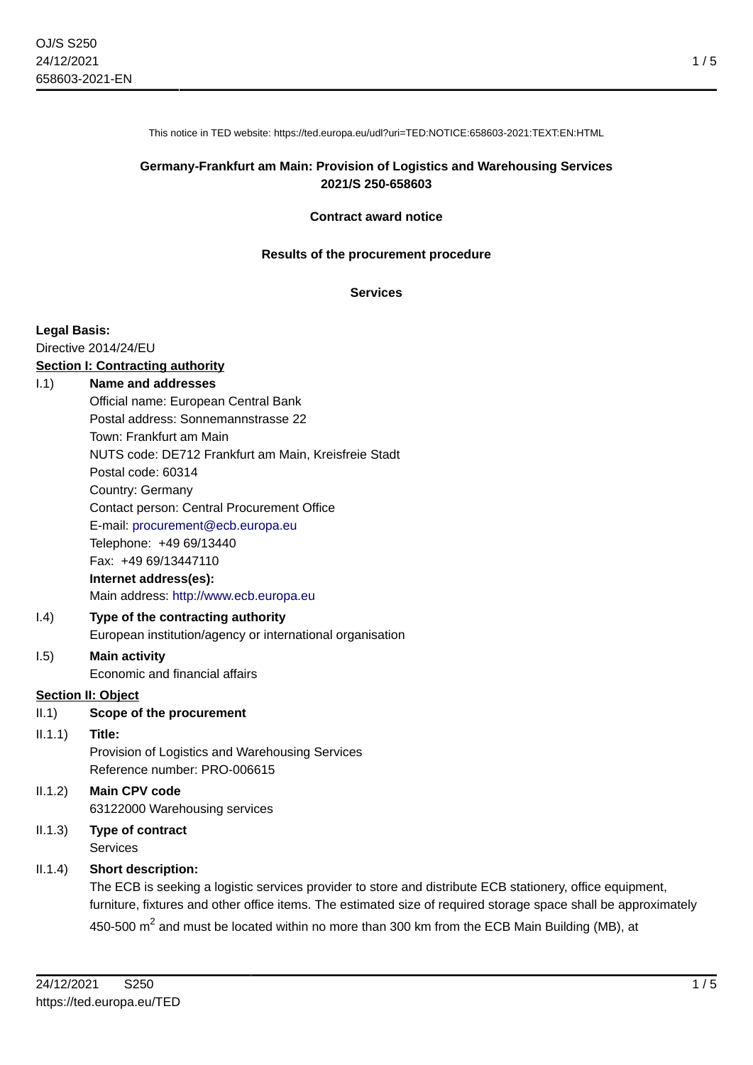This notice in TED website: https://ted.europa.eu/udl?uri=TED:NOTICE:658603-2021:TEXT:EN:HTML

**Germany-Frankfurt am Main: Provision of Logistics and Warehousing Services**
**2021/S 250-658603**

**Contract award notice**

**Results of the procurement procedure**

**Services**

**Legal Basis:**

Directive 2014/24/EU

**Section I: Contracting authority**

I.1) **Name and addresses**

Official name: European Central Bank
Postal address: Sonnemannstrasse 22
Town: Frankfurt am Main
NUTS code: DE712 Frankfurt am Main, Kreisfreie Stadt
Postal code: 60314
Country: Germany
Contact person: Central Procurement Office
E-mail: procurement@ecb.europa.eu
Telephone: +49 69/13440
Fax: +49 69/13447110

**Internet address(es):**

Main address: http://www.ecb.europa.eu

I.4) **Type of the contracting authority**

European institution/agency or international organisation

I.5) **Main activity**

Economic and financial affairs

**Section II: Object**

II.1) **Scope of the procurement**

II.1.1) **Title:**

Provision of Logistics and Warehousing Services
Reference number: PRO-006615

II.1.2) **Main CPV code**

63122000 Warehousing services

II.1.3) **Type of contract**

Services

II.1.4) **Short description:**

The ECB is seeking a logistic services provider to store and distribute ECB stationery, office equipment, furniture, fixtures and other office items. The estimated size of required storage space shall be approximately 450-500 $m^2$ and must be located within no more than 300 km from the ECB Main Building (MB), at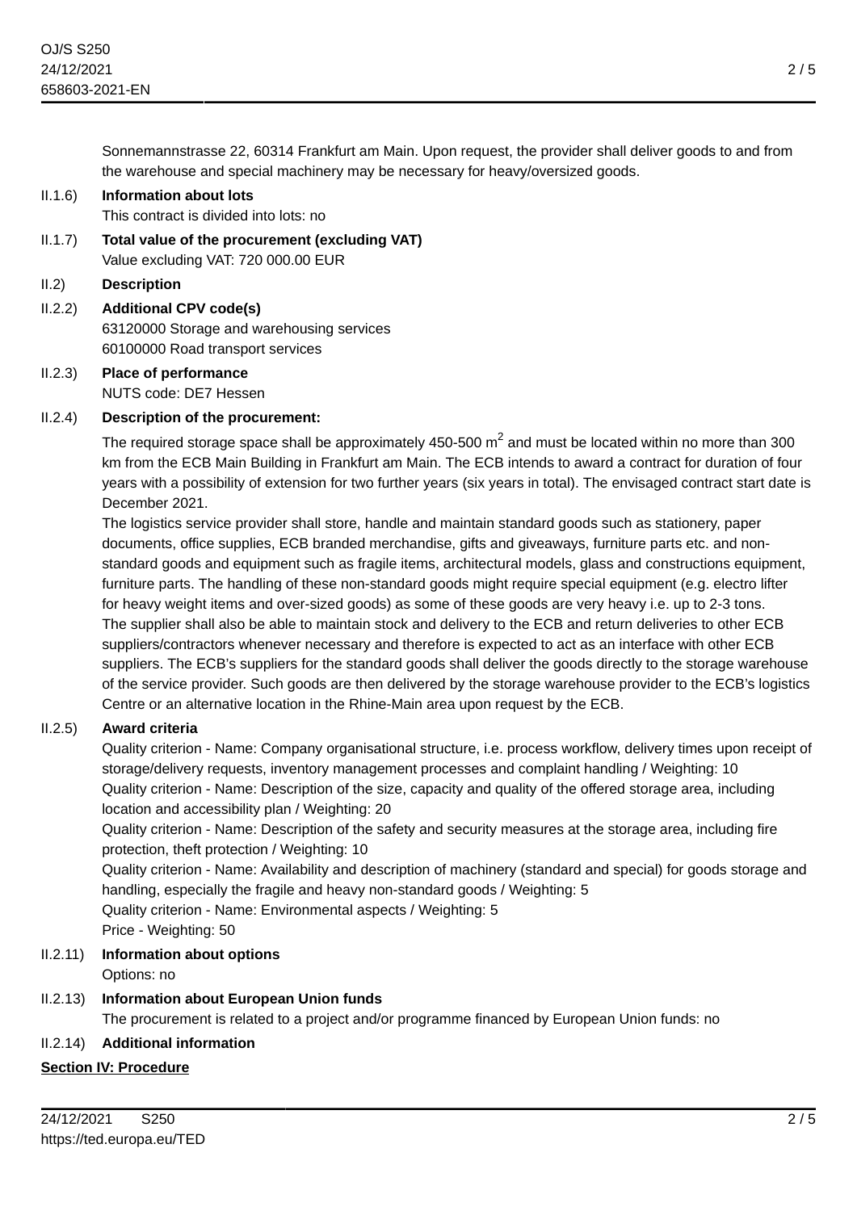Sonnemannstrasse 22, 60314 Frankfurt am Main. Upon request, the provider shall deliver goods to and from the warehouse and special machinery may be necessary for heavy/oversized goods.

II.1.6) **Information about lots**

This contract is divided into lots: no

II.1.7) **Total value of the procurement (excluding VAT)**

Value excluding VAT: 720 000.00 EUR

II.2) **Description**

II.2.2) **Additional CPV code(s)**

63120000 Storage and warehousing services

60100000 Road transport services

II.2.3) **Place of performance**

NUTS code: DE7 Hessen

II.2.4) **Description of the procurement:**

The required storage space shall be approximately 450-500 $m^2$ and must be located within no more than 300 km from the ECB Main Building in Frankfurt am Main. The ECB intends to award a contract for duration of four years with a possibility of extension for two further years (six years in total). The envisaged contract start date is December 2021.

The logistics service provider shall store, handle and maintain standard goods such as stationery, paper documents, office supplies, ECB branded merchandise, gifts and giveaways, furniture parts etc. and non-standard goods and equipment such as fragile items, architectural models, glass and constructions equipment, furniture parts. The handling of these non-standard goods might require special equipment (e.g. electro lifter for heavy weight items and over-sized goods) as some of these goods are very heavy i.e. up to 2-3 tons.

The supplier shall also be able to maintain stock and delivery to the ECB and return deliveries to other ECB suppliers/contractors whenever necessary and therefore is expected to act as an interface with other ECB suppliers. The ECB's suppliers for the standard goods shall deliver the goods directly to the storage warehouse of the service provider. Such goods are then delivered by the storage warehouse provider to the ECB's logistics Centre or an alternative location in the Rhine-Main area upon request by the ECB.

II.2.5) **Award criteria**

Quality criterion - Name: Company organisational structure, i.e. process workflow, delivery times upon receipt of storage/delivery requests, inventory management processes and complaint handling / Weighting: 10

Quality criterion - Name: Description of the size, capacity and quality of the offered storage area, including location and accessibility plan / Weighting: 20

Quality criterion - Name: Description of the safety and security measures at the storage area, including fire protection, theft protection / Weighting: 10

Quality criterion - Name: Availability and description of machinery (standard and special) for goods storage and handling, especially the fragile and heavy non-standard goods / Weighting: 5

Quality criterion - Name: Environmental aspects / Weighting: 5

Price - Weighting: 50

II.2.11) **Information about options**

Options: no

II.2.13) **Information about European Union funds**

The procurement is related to a project and/or programme financed by European Union funds: no

II.2.14) **Additional information**

## Section IV: Procedure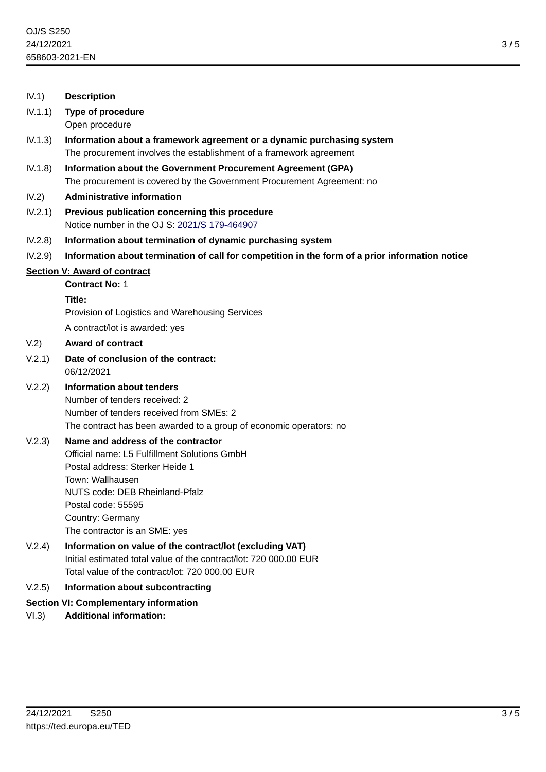IV.1) **Description**

IV.1.1) **Type of procedure**

Open procedure

IV.1.3) **Information about a framework agreement or a dynamic purchasing system**

The procurement involves the establishment of a framework agreement

IV.1.8) **Information about the Government Procurement Agreement (GPA)**

The procurement is covered by the Government Procurement Agreement: no

IV.2) **Administrative information**

IV.2.1) **Previous publication concerning this procedure**

Notice number in the OJ S: 2021/S 179-464907

IV.2.8) **Information about termination of dynamic purchasing system**

IV.2.9) **Information about termination of call for competition in the form of a prior information notice**

## Section V: Award of contract

**Contract No:** 1

**Title:**

Provision of Logistics and Warehousing Services

A contract/lot is awarded: yes

V.2) **Award of contract**

V.2.1) **Date of conclusion of the contract:**

06/12/2021

V.2.2) **Information about tenders**

Number of tenders received: 2
Number of tenders received from SMEs: 2
The contract has been awarded to a group of economic operators: no

V.2.3) **Name and address of the contractor**

Official name: L5 Fulfillment Solutions GmbH
Postal address: Sterker Heide 1
Town: Wallhausen
NUTS code: DEB Rheinland-Pfalz
Postal code: 55595
Country: Germany
The contractor is an SME: yes

V.2.4) **Information on value of the contract/lot (excluding VAT)**

Initial estimated total value of the contract/lot: 720 000.00 EUR
Total value of the contract/lot: 720 000.00 EUR

V.2.5) **Information about subcontracting**

## Section VI: Complementary information

VI.3) **Additional information:**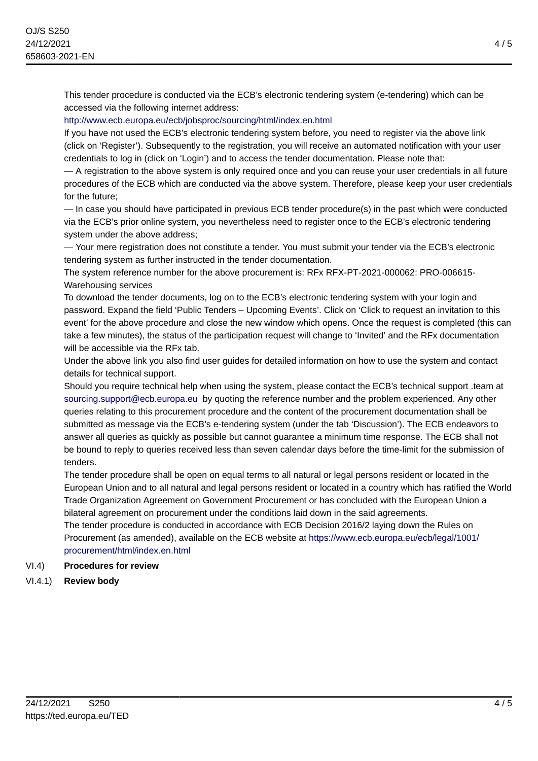This tender procedure is conducted via the ECB's electronic tendering system (e-tendering) which can be accessed via the following internet address:

http://www.ecb.europa.eu/ecb/jobsproc/sourcing/html/index.en.html

If you have not used the ECB's electronic tendering system before, you need to register via the above link (click on 'Register'). Subsequently to the registration, you will receive an automated notification with your user credentials to log in (click on 'Login') and to access the tender documentation. Please note that:

— A registration to the above system is only required once and you can reuse your user credentials in all future procedures of the ECB which are conducted via the above system. Therefore, please keep your user credentials for the future;

— In case you should have participated in previous ECB tender procedure(s) in the past which were conducted via the ECB's prior online system, you nevertheless need to register once to the ECB's electronic tendering system under the above address;

— Your mere registration does not constitute a tender. You must submit your tender via the ECB's electronic tendering system as further instructed in the tender documentation.

The system reference number for the above procurement is: RFx RFX-PT-2021-000062: PRO-006615-Warehousing services

To download the tender documents, log on to the ECB's electronic tendering system with your login and password. Expand the field 'Public Tenders – Upcoming Events'. Click on 'Click to request an invitation to this event' for the above procedure and close the new window which opens. Once the request is completed (this can take a few minutes), the status of the participation request will change to 'Invited' and the RFx documentation will be accessible via the RFx tab.

Under the above link you also find user guides for detailed information on how to use the system and contact details for technical support.

Should you require technical help when using the system, please contact the ECB's technical support .team at sourcing.support@ecb.europa.eu by quoting the reference number and the problem experienced. Any other queries relating to this procurement procedure and the content of the procurement documentation shall be submitted as message via the ECB's e-tendering system (under the tab 'Discussion'). The ECB endeavors to answer all queries as quickly as possible but cannot guarantee a minimum time response. The ECB shall not be bound to reply to queries received less than seven calendar days before the time-limit for the submission of tenders.

The tender procedure shall be open on equal terms to all natural or legal persons resident or located in the European Union and to all natural and legal persons resident or located in a country which has ratified the World Trade Organization Agreement on Government Procurement or has concluded with the European Union a bilateral agreement on procurement under the conditions laid down in the said agreements.

The tender procedure is conducted in accordance with ECB Decision 2016/2 laying down the Rules on Procurement (as amended), available on the ECB website at https://www.ecb.europa.eu/ecb/legal/1001/procurement/html/index.en.html

VI.4) **Procedures for review**

VI.4.1) **Review body**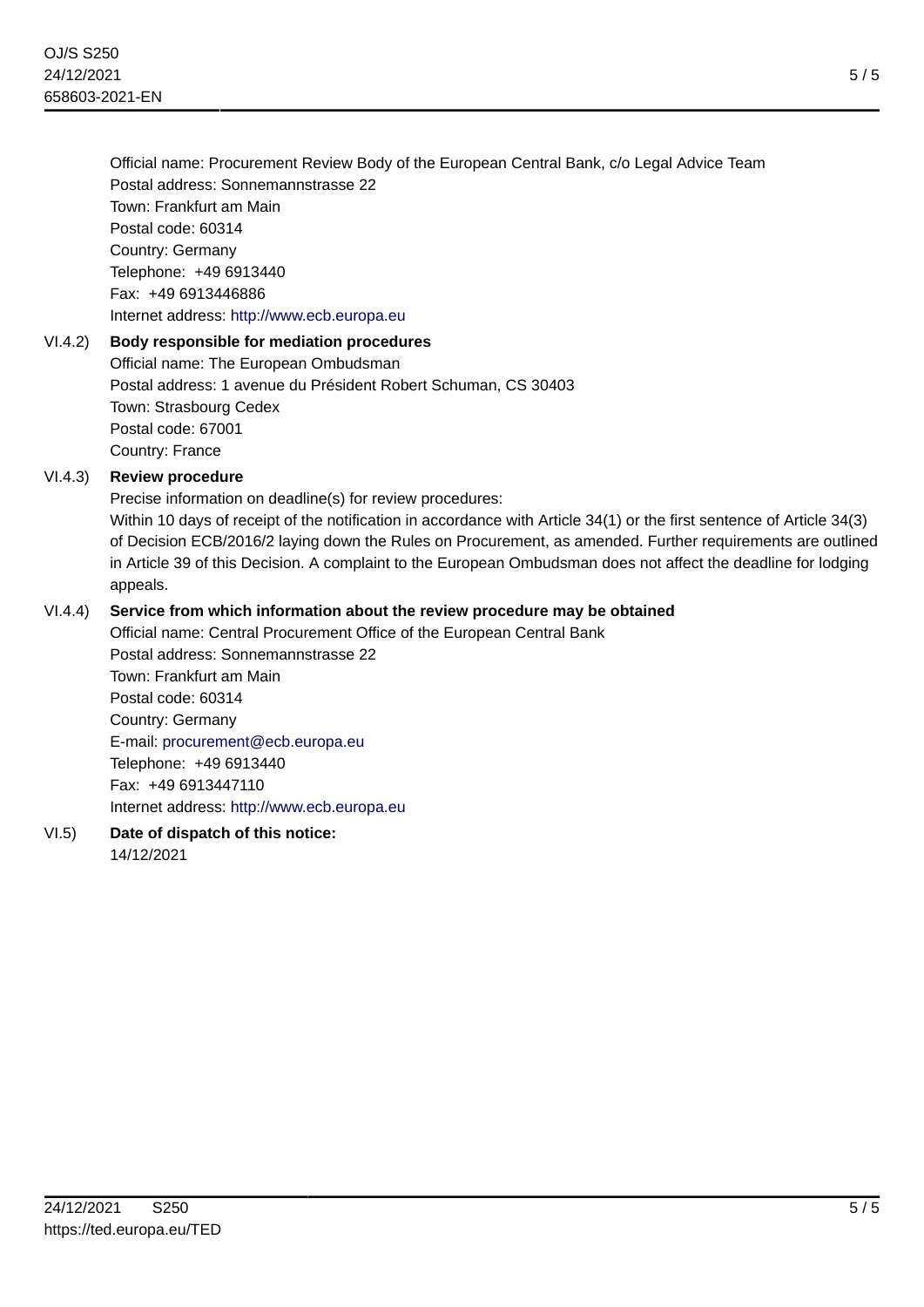Official name: Procurement Review Body of the European Central Bank, c/o Legal Advice Team
Postal address: Sonnemannstrasse 22
Town: Frankfurt am Main
Postal code: 60314
Country: Germany
Telephone: +49 6913440
Fax: +49 6913446886
Internet address: http://www.ecb.europa.eu

VI.4.2) **Body responsible for mediation procedures**

Official name: The European Ombudsman
Postal address: 1 avenue du Président Robert Schuman, CS 30403
Town: Strasbourg Cedex
Postal code: 67001
Country: France

VI.4.3) **Review procedure**

Precise information on deadline(s) for review procedures:
Within 10 days of receipt of the notification in accordance with Article 34(1) or the first sentence of Article 34(3) of Decision ECB/2016/2 laying down the Rules on Procurement, as amended. Further requirements are outlined in Article 39 of this Decision. A complaint to the European Ombudsman does not affect the deadline for lodging appeals.

VI.4.4) **Service from which information about the review procedure may be obtained**

Official name: Central Procurement Office of the European Central Bank
Postal address: Sonnemannstrasse 22
Town: Frankfurt am Main
Postal code: 60314
Country: Germany
E-mail: procurement@ecb.europa.eu
Telephone: +49 6913440
Fax: +49 6913447110
Internet address: http://www.ecb.europa.eu

VI.5) **Date of dispatch of this notice:**

14/12/2021